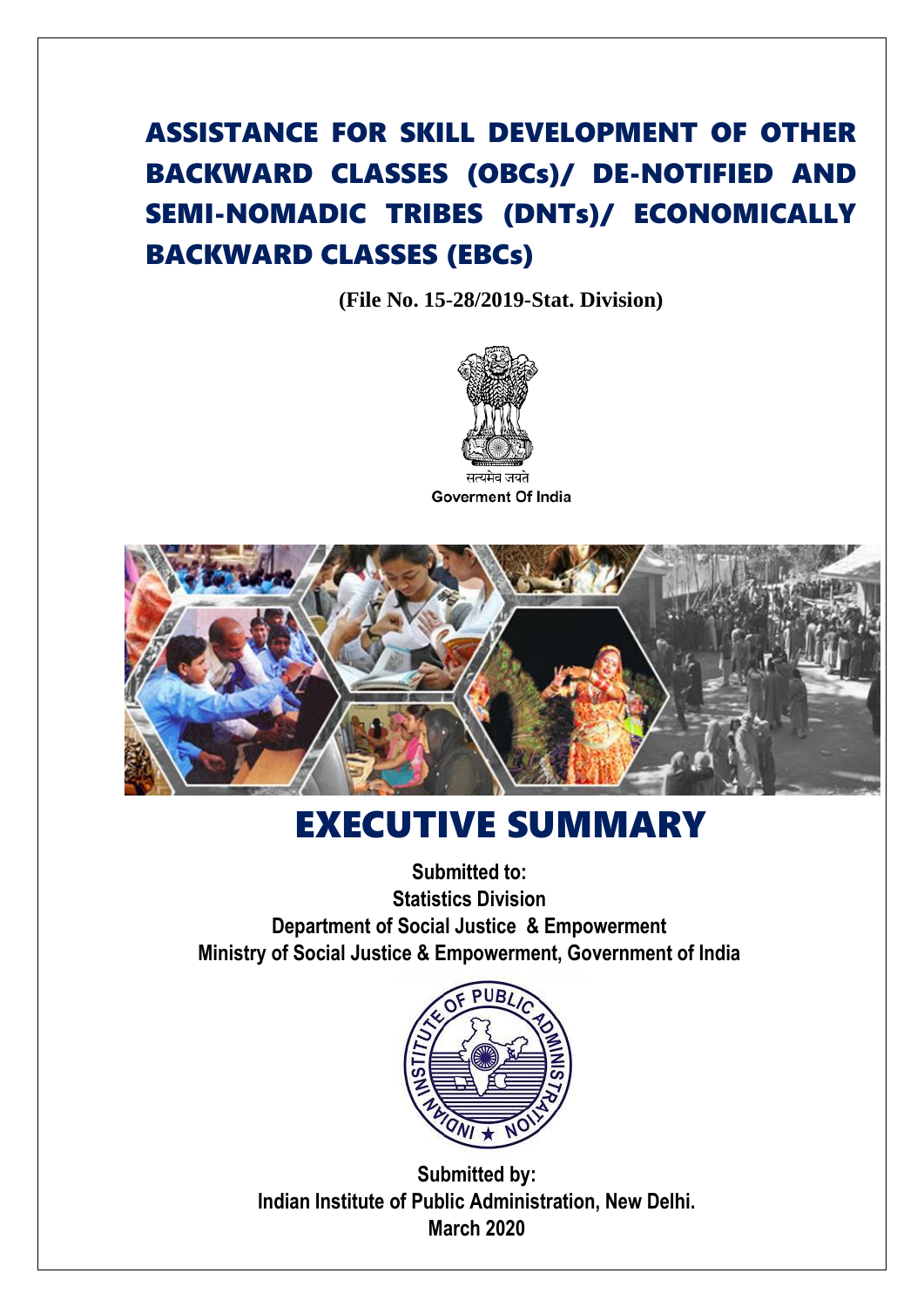# ASSISTANCE FOR SKILL DEVELOPMENT OF OTHER BACKWARD CLASSES (OBCs)/ DE-NOTIFIED AND SEMI-NOMADIC TRIBES (DNTs)/ ECONOMICALLY BACKWARD CLASSES (EBCs)

**(File No. 15-28/2019-Stat. Division)**

सत्यमेव जयते
Goverment Of India

# EXECUTIVE SUMMARY

**Submitted to:**
**Statistics Division**
**Department of Social Justice & Empowerment**
**Ministry of Social Justice & Empowerment, Government of India**

INDIAN INSTITUTE OF PUBLIC ADMINISTRATION

**Submitted by:**
**Indian Institute of Public Administration, New Delhi.**
**March 2020**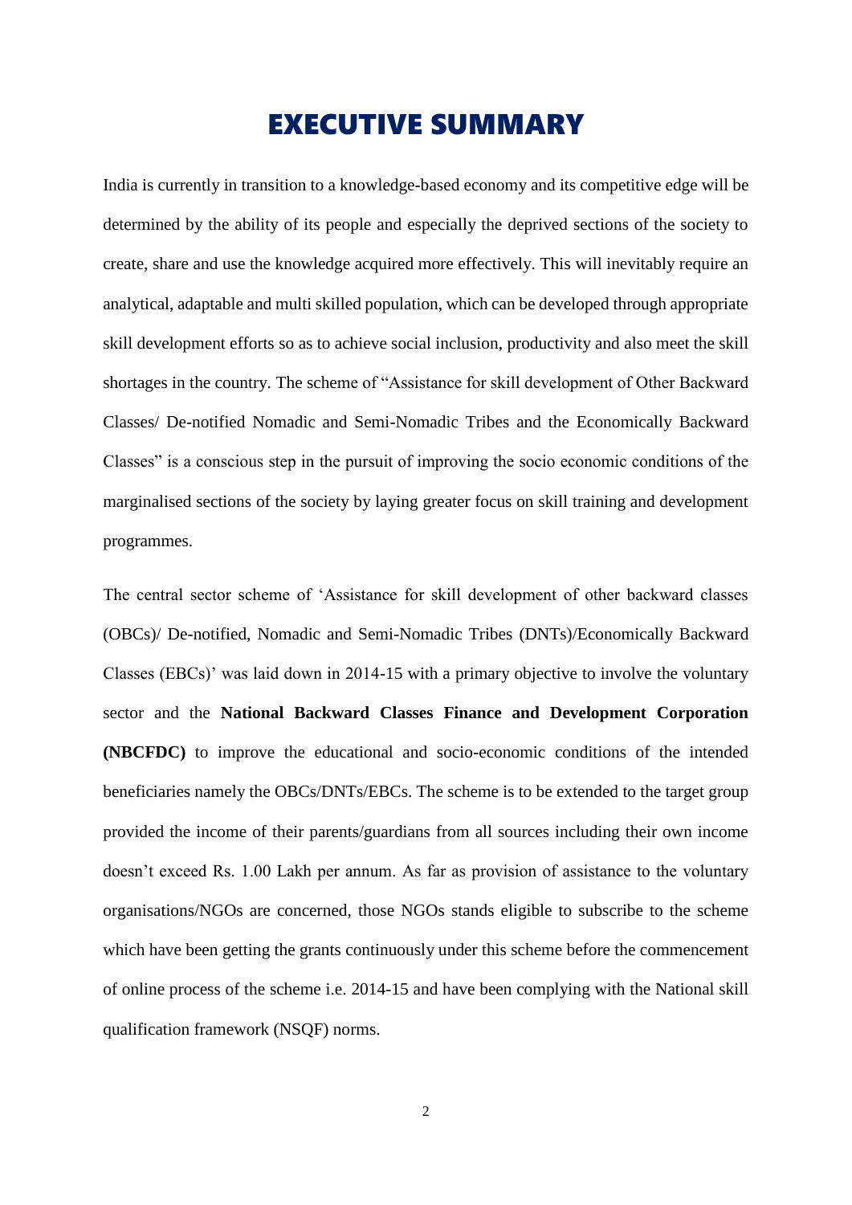# EXECUTIVE SUMMARY

India is currently in transition to a knowledge-based economy and its competitive edge will be determined by the ability of its people and especially the deprived sections of the society to create, share and use the knowledge acquired more effectively. This will inevitably require an analytical, adaptable and multi skilled population, which can be developed through appropriate skill development efforts so as to achieve social inclusion, productivity and also meet the skill shortages in the country. The scheme of "Assistance for skill development of Other Backward Classes/ De-notified Nomadic and Semi-Nomadic Tribes and the Economically Backward Classes" is a conscious step in the pursuit of improving the socio economic conditions of the marginalised sections of the society by laying greater focus on skill training and development programmes.

The central sector scheme of 'Assistance for skill development of other backward classes (OBCs)/ De-notified, Nomadic and Semi-Nomadic Tribes (DNTs)/Economically Backward Classes (EBCs)' was laid down in 2014-15 with a primary objective to involve the voluntary sector and the **National Backward Classes Finance and Development Corporation (NBCFDC)** to improve the educational and socio-economic conditions of the intended beneficiaries namely the OBCs/DNTs/EBCs. The scheme is to be extended to the target group provided the income of their parents/guardians from all sources including their own income doesn't exceed Rs. 1.00 Lakh per annum. As far as provision of assistance to the voluntary organisations/NGOs are concerned, those NGOs stands eligible to subscribe to the scheme which have been getting the grants continuously under this scheme before the commencement of online process of the scheme i.e. 2014-15 and have been complying with the National skill qualification framework (NSQF) norms.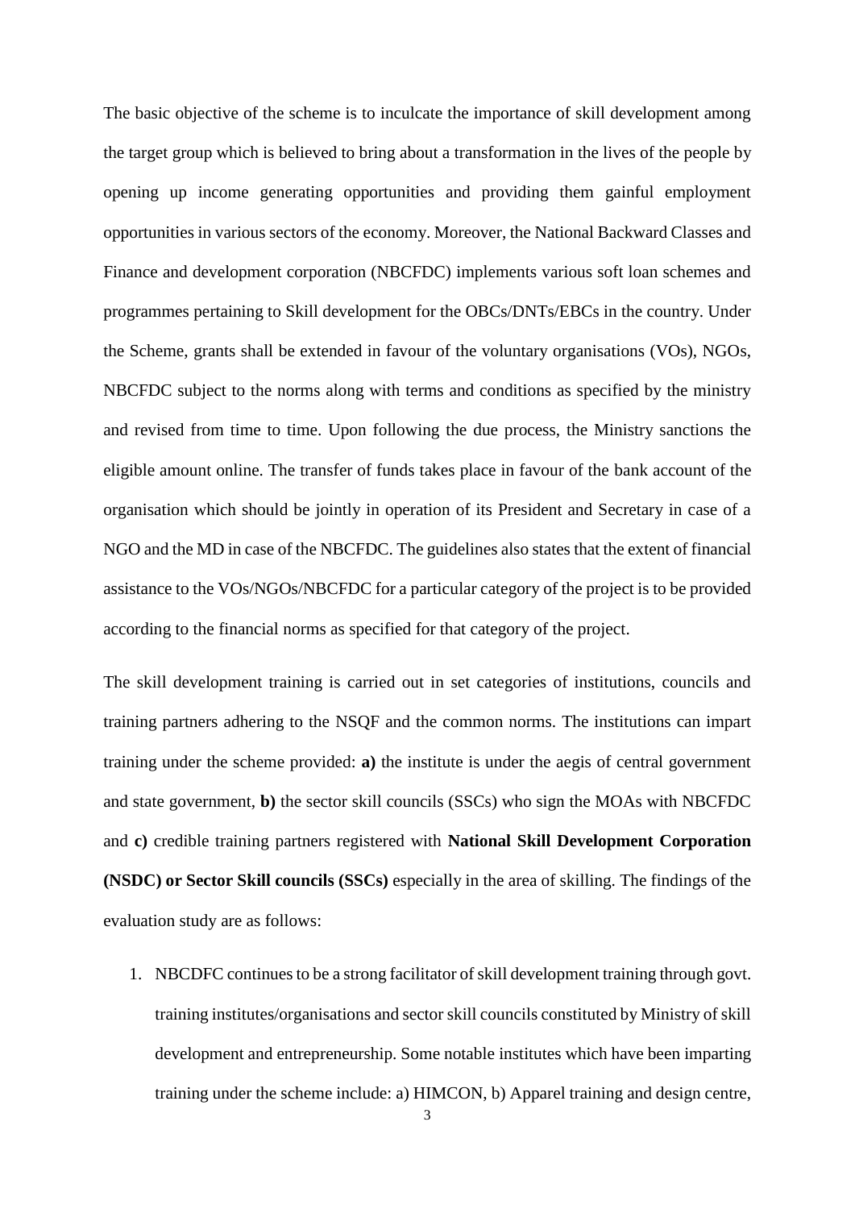The basic objective of the scheme is to inculcate the importance of skill development among the target group which is believed to bring about a transformation in the lives of the people by opening up income generating opportunities and providing them gainful employment opportunities in various sectors of the economy. Moreover, the National Backward Classes and Finance and development corporation (NBCFDC) implements various soft loan schemes and programmes pertaining to Skill development for the OBCs/DNTs/EBCs in the country. Under the Scheme, grants shall be extended in favour of the voluntary organisations (VOs), NGOs, NBCFDC subject to the norms along with terms and conditions as specified by the ministry and revised from time to time. Upon following the due process, the Ministry sanctions the eligible amount online. The transfer of funds takes place in favour of the bank account of the organisation which should be jointly in operation of its President and Secretary in case of a NGO and the MD in case of the NBCFDC. The guidelines also states that the extent of financial assistance to the VOs/NGOs/NBCFDC for a particular category of the project is to be provided according to the financial norms as specified for that category of the project.

The skill development training is carried out in set categories of institutions, councils and training partners adhering to the NSQF and the common norms. The institutions can impart training under the scheme provided: **a)** the institute is under the aegis of central government and state government, **b)** the sector skill councils (SSCs) who sign the MOAs with NBCFDC and **c)** credible training partners registered with **National Skill Development Corporation (NSDC) or Sector Skill councils (SSCs)** especially in the area of skilling. The findings of the evaluation study are as follows:

1. NBCDFC continues to be a strong facilitator of skill development training through govt. training institutes/organisations and sector skill councils constituted by Ministry of skill development and entrepreneurship. Some notable institutes which have been imparting training under the scheme include: a) HIMCON, b) Apparel training and design centre,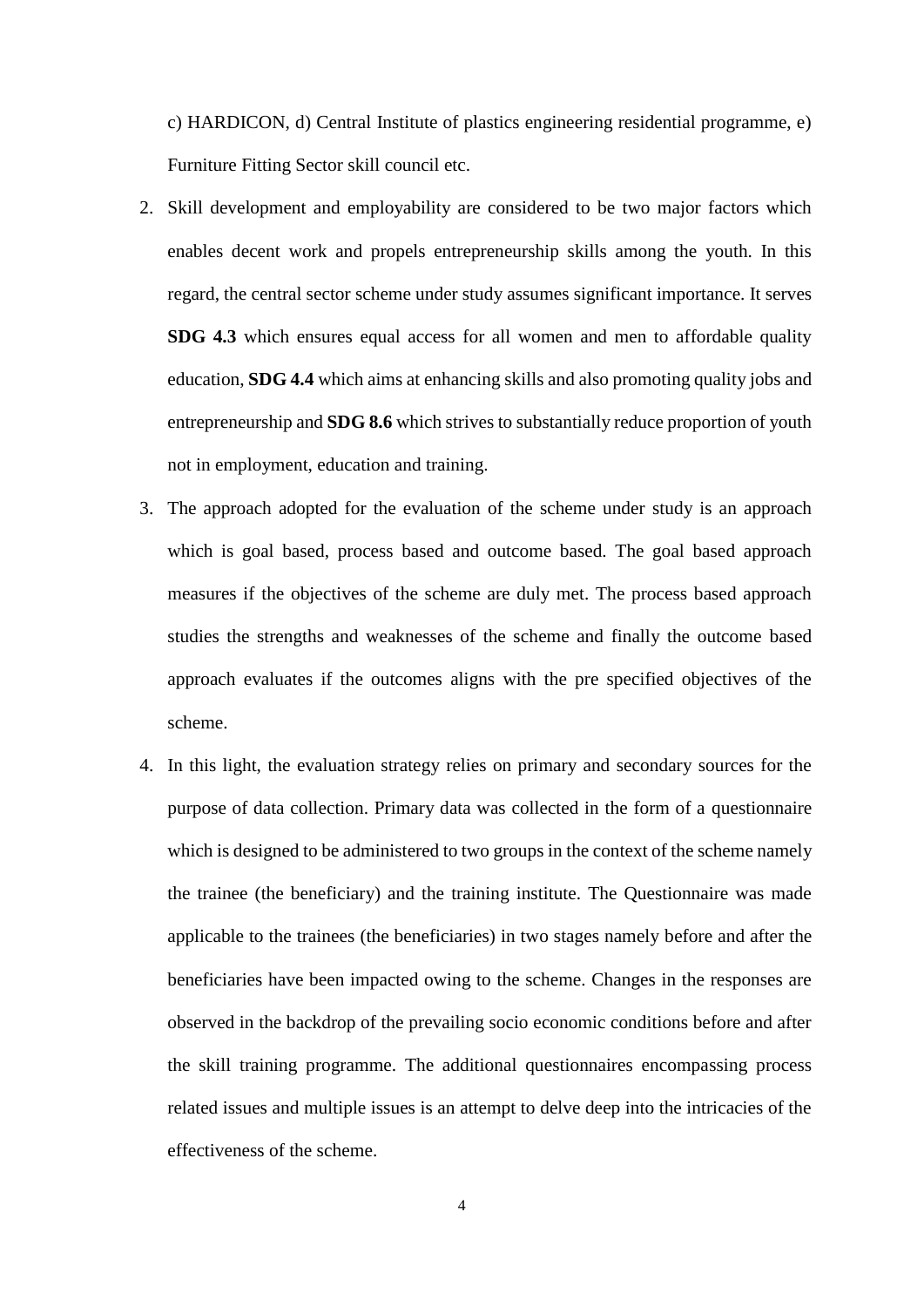c) HARDICON, d) Central Institute of plastics engineering residential programme, e) Furniture Fitting Sector skill council etc.

2. Skill development and employability are considered to be two major factors which enables decent work and propels entrepreneurship skills among the youth. In this regard, the central sector scheme under study assumes significant importance. It serves **SDG 4.3** which ensures equal access for all women and men to affordable quality education, **SDG 4.4** which aims at enhancing skills and also promoting quality jobs and entrepreneurship and **SDG 8.6** which strives to substantially reduce proportion of youth not in employment, education and training.

3. The approach adopted for the evaluation of the scheme under study is an approach which is goal based, process based and outcome based. The goal based approach measures if the objectives of the scheme are duly met. The process based approach studies the strengths and weaknesses of the scheme and finally the outcome based approach evaluates if the outcomes aligns with the pre specified objectives of the scheme.

4. In this light, the evaluation strategy relies on primary and secondary sources for the purpose of data collection. Primary data was collected in the form of a questionnaire which is designed to be administered to two groups in the context of the scheme namely the trainee (the beneficiary) and the training institute. The Questionnaire was made applicable to the trainees (the beneficiaries) in two stages namely before and after the beneficiaries have been impacted owing to the scheme. Changes in the responses are observed in the backdrop of the prevailing socio economic conditions before and after the skill training programme. The additional questionnaires encompassing process related issues and multiple issues is an attempt to delve deep into the intricacies of the effectiveness of the scheme.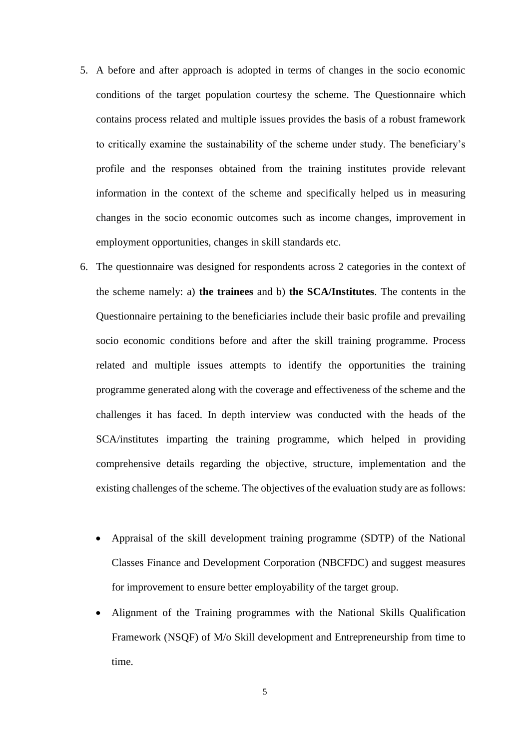5. A before and after approach is adopted in terms of changes in the socio economic conditions of the target population courtesy the scheme. The Questionnaire which contains process related and multiple issues provides the basis of a robust framework to critically examine the sustainability of the scheme under study. The beneficiary's profile and the responses obtained from the training institutes provide relevant information in the context of the scheme and specifically helped us in measuring changes in the socio economic outcomes such as income changes, improvement in employment opportunities, changes in skill standards etc.

6. The questionnaire was designed for respondents across 2 categories in the context of the scheme namely: a) **the trainees** and b) **the SCA/Institutes**. The contents in the Questionnaire pertaining to the beneficiaries include their basic profile and prevailing socio economic conditions before and after the skill training programme. Process related and multiple issues attempts to identify the opportunities the training programme generated along with the coverage and effectiveness of the scheme and the challenges it has faced. In depth interview was conducted with the heads of the SCA/institutes imparting the training programme, which helped in providing comprehensive details regarding the objective, structure, implementation and the existing challenges of the scheme. The objectives of the evaluation study are as follows:

   - Appraisal of the skill development training programme (SDTP) of the National Classes Finance and Development Corporation (NBCFDC) and suggest measures for improvement to ensure better employability of the target group.
   - Alignment of the Training programmes with the National Skills Qualification Framework (NSQF) of M/o Skill development and Entrepreneurship from time to time.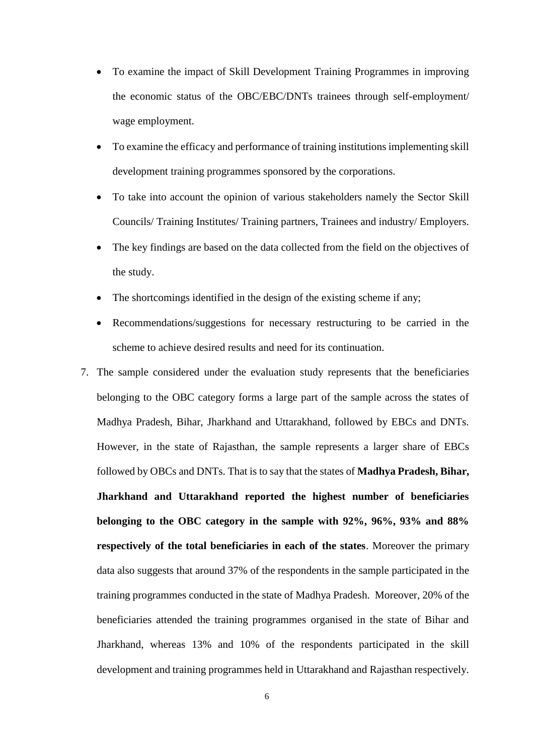- To examine the impact of Skill Development Training Programmes in improving the economic status of the OBC/EBC/DNTs trainees through self-employment/ wage employment.
- To examine the efficacy and performance of training institutions implementing skill development training programmes sponsored by the corporations.
- To take into account the opinion of various stakeholders namely the Sector Skill Councils/ Training Institutes/ Training partners, Trainees and industry/ Employers.
- The key findings are based on the data collected from the field on the objectives of the study.
- The shortcomings identified in the design of the existing scheme if any;
- Recommendations/suggestions for necessary restructuring to be carried in the scheme to achieve desired results and need for its continuation.

7. The sample considered under the evaluation study represents that the beneficiaries belonging to the OBC category forms a large part of the sample across the states of Madhya Pradesh, Bihar, Jharkhand and Uttarakhand, followed by EBCs and DNTs. However, in the state of Rajasthan, the sample represents a larger share of EBCs followed by OBCs and DNTs. That is to say that the states of **Madhya Pradesh, Bihar, Jharkhand and Uttarakhand reported the highest number of beneficiaries belonging to the OBC category in the sample with 92%, 96%, 93% and 88% respectively of the total beneficiaries in each of the states**. Moreover the primary data also suggests that around 37% of the respondents in the sample participated in the training programmes conducted in the state of Madhya Pradesh. Moreover, 20% of the beneficiaries attended the training programmes organised in the state of Bihar and Jharkhand, whereas 13% and 10% of the respondents participated in the skill development and training programmes held in Uttarakhand and Rajasthan respectively.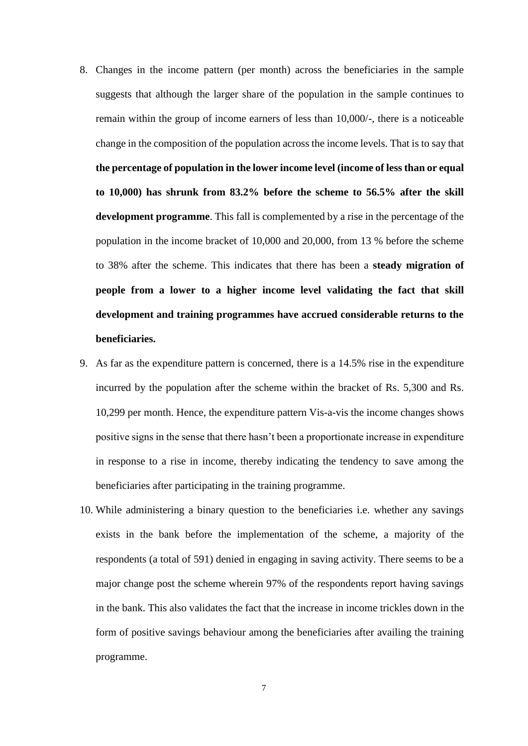8. Changes in the income pattern (per month) across the beneficiaries in the sample suggests that although the larger share of the population in the sample continues to remain within the group of income earners of less than 10,000/-, there is a noticeable change in the composition of the population across the income levels. That is to say that **the percentage of population in the lower income level (income of less than or equal to 10,000) has shrunk from 83.2% before the scheme to 56.5% after the skill development programme**. This fall is complemented by a rise in the percentage of the population in the income bracket of 10,000 and 20,000, from 13 % before the scheme to 38% after the scheme. This indicates that there has been a **steady migration of people from a lower to a higher income level validating the fact that skill development and training programmes have accrued considerable returns to the beneficiaries.**
9. As far as the expenditure pattern is concerned, there is a 14.5% rise in the expenditure incurred by the population after the scheme within the bracket of Rs. 5,300 and Rs. 10,299 per month. Hence, the expenditure pattern Vis-a-vis the income changes shows positive signs in the sense that there hasn't been a proportionate increase in expenditure in response to a rise in income, thereby indicating the tendency to save among the beneficiaries after participating in the training programme.
10. While administering a binary question to the beneficiaries i.e. whether any savings exists in the bank before the implementation of the scheme, a majority of the respondents (a total of 591) denied in engaging in saving activity. There seems to be a major change post the scheme wherein 97% of the respondents report having savings in the bank. This also validates the fact that the increase in income trickles down in the form of positive savings behaviour among the beneficiaries after availing the training programme.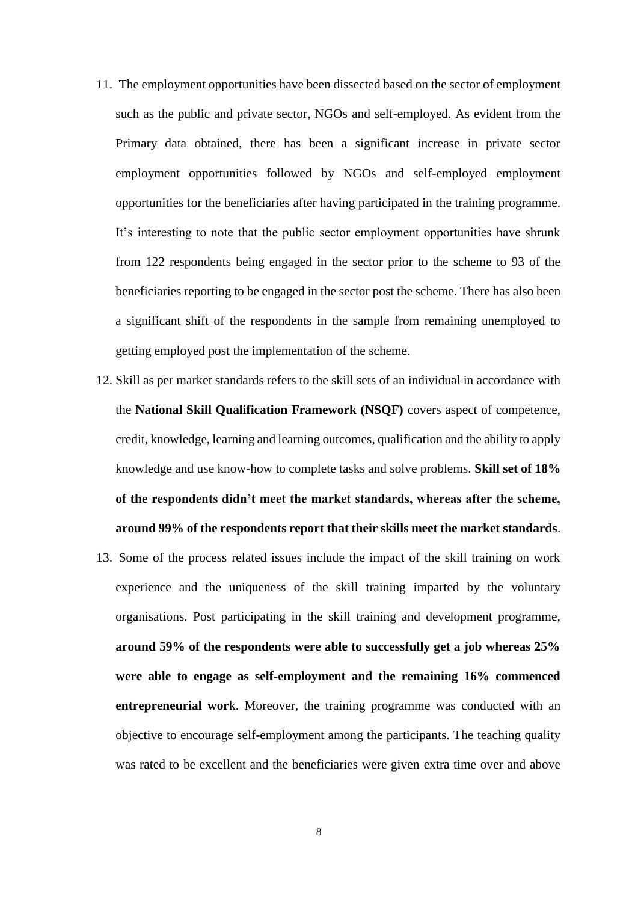11. The employment opportunities have been dissected based on the sector of employment such as the public and private sector, NGOs and self-employed. As evident from the Primary data obtained, there has been a significant increase in private sector employment opportunities followed by NGOs and self-employed employment opportunities for the beneficiaries after having participated in the training programme. It's interesting to note that the public sector employment opportunities have shrunk from 122 respondents being engaged in the sector prior to the scheme to 93 of the beneficiaries reporting to be engaged in the sector post the scheme. There has also been a significant shift of the respondents in the sample from remaining unemployed to getting employed post the implementation of the scheme.
12. Skill as per market standards refers to the skill sets of an individual in accordance with the **National Skill Qualification Framework (NSQF)** covers aspect of competence, credit, knowledge, learning and learning outcomes, qualification and the ability to apply knowledge and use know-how to complete tasks and solve problems. **Skill set of 18% of the respondents didn't meet the market standards, whereas after the scheme, around 99% of the respondents report that their skills meet the market standards**.
13. Some of the process related issues include the impact of the skill training on work experience and the uniqueness of the skill training imparted by the voluntary organisations. Post participating in the skill training and development programme, **around 59% of the respondents were able to successfully get a job whereas 25% were able to engage as self-employment and the remaining 16% commenced entrepreneurial wor**k. Moreover, the training programme was conducted with an objective to encourage self-employment among the participants. The teaching quality was rated to be excellent and the beneficiaries were given extra time over and above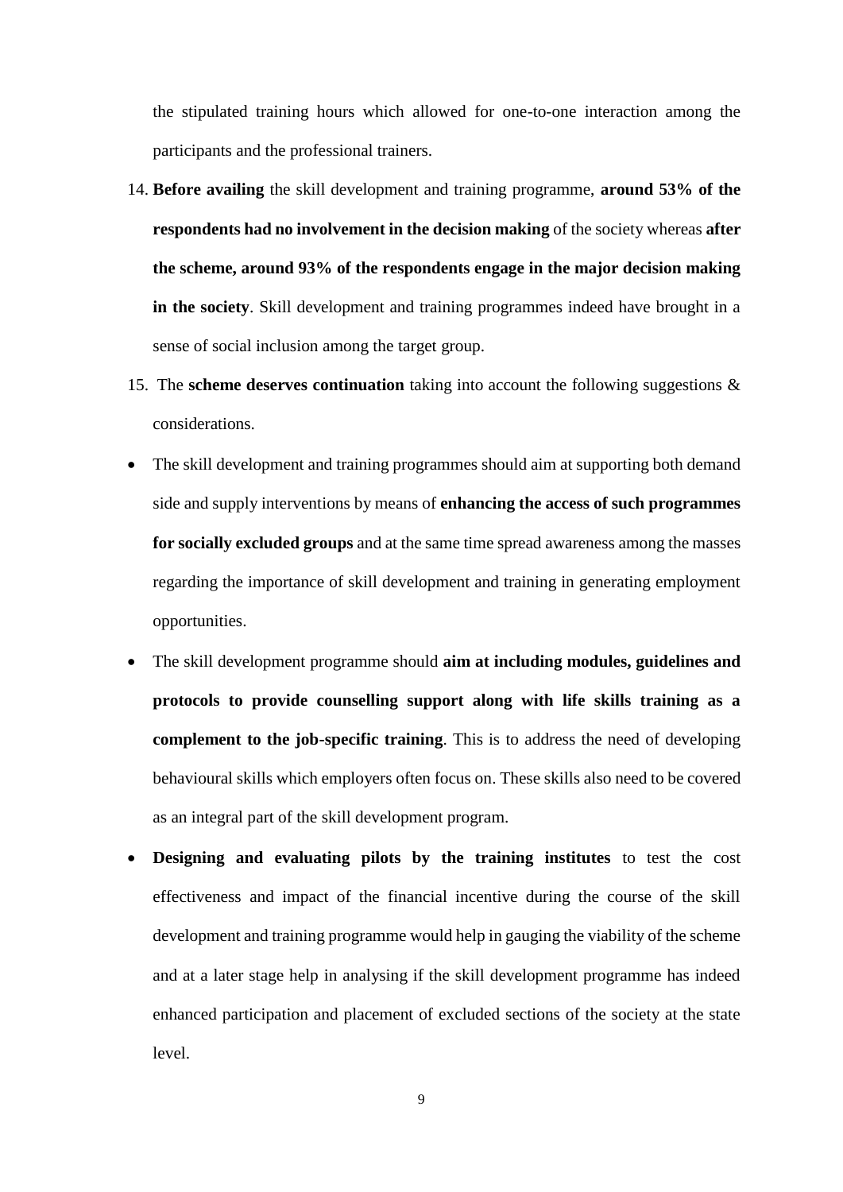the stipulated training hours which allowed for one-to-one interaction among the participants and the professional trainers.

14. **Before availing** the skill development and training programme, **around 53% of the respondents had no involvement in the decision making** of the society whereas **after the scheme, around 93% of the respondents engage in the major decision making in the society**. Skill development and training programmes indeed have brought in a sense of social inclusion among the target group.
15. The **scheme deserves continuation** taking into account the following suggestions & considerations.

- The skill development and training programmes should aim at supporting both demand side and supply interventions by means of **enhancing the access of such programmes for socially excluded groups** and at the same time spread awareness among the masses regarding the importance of skill development and training in generating employment opportunities.
- The skill development programme should **aim at including modules, guidelines and protocols to provide counselling support along with life skills training as a complement to the job-specific training**. This is to address the need of developing behavioural skills which employers often focus on. These skills also need to be covered as an integral part of the skill development program.
- **Designing and evaluating pilots by the training institutes** to test the cost effectiveness and impact of the financial incentive during the course of the skill development and training programme would help in gauging the viability of the scheme and at a later stage help in analysing if the skill development programme has indeed enhanced participation and placement of excluded sections of the society at the state level.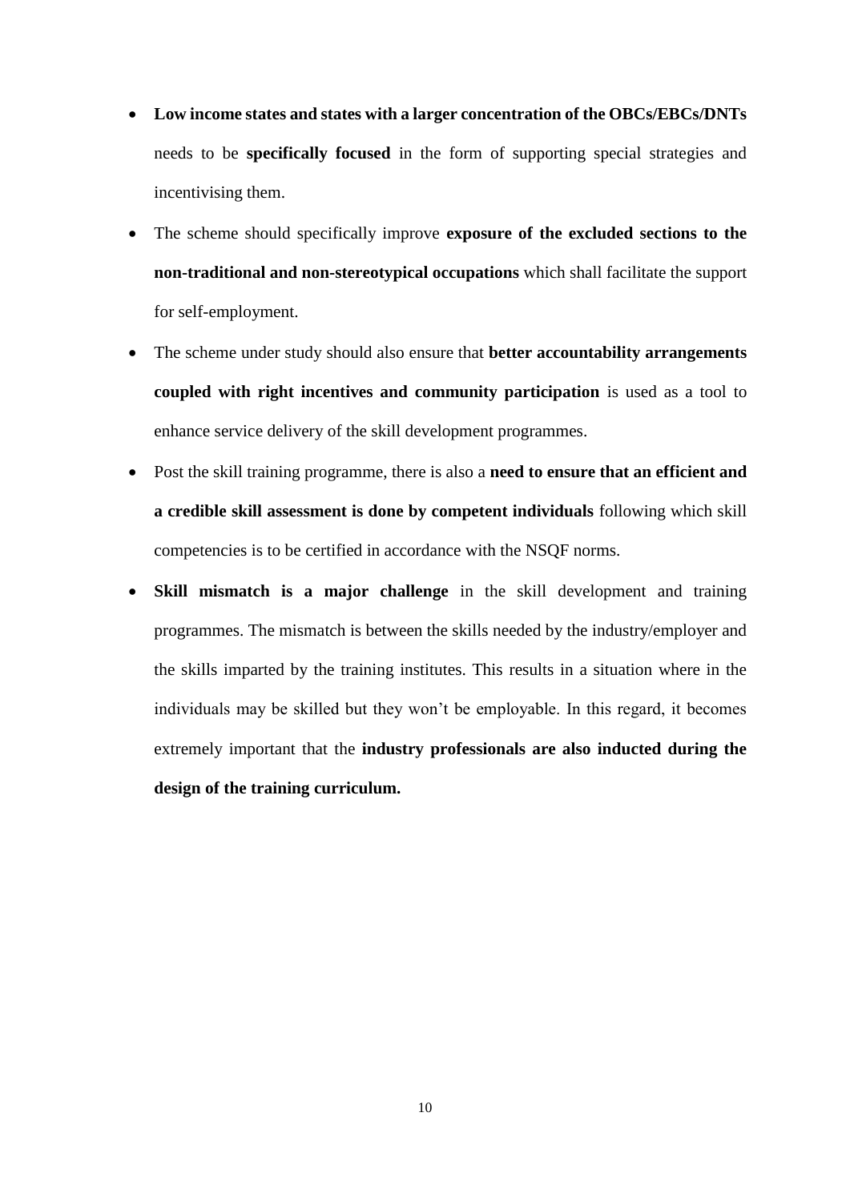- **Low income states and states with a larger concentration of the OBCs/EBCs/DNTs** needs to be **specifically focused** in the form of supporting special strategies and incentivising them.
- The scheme should specifically improve **exposure of the excluded sections to the non-traditional and non-stereotypical occupations** which shall facilitate the support for self-employment.
- The scheme under study should also ensure that **better accountability arrangements coupled with right incentives and community participation** is used as a tool to enhance service delivery of the skill development programmes.
- Post the skill training programme, there is also a **need to ensure that an efficient and a credible skill assessment is done by competent individuals** following which skill competencies is to be certified in accordance with the NSQF norms.
- **Skill mismatch is a major challenge** in the skill development and training programmes. The mismatch is between the skills needed by the industry/employer and the skills imparted by the training institutes. This results in a situation where in the individuals may be skilled but they won't be employable. In this regard, it becomes extremely important that the **industry professionals are also inducted during the design of the training curriculum.**